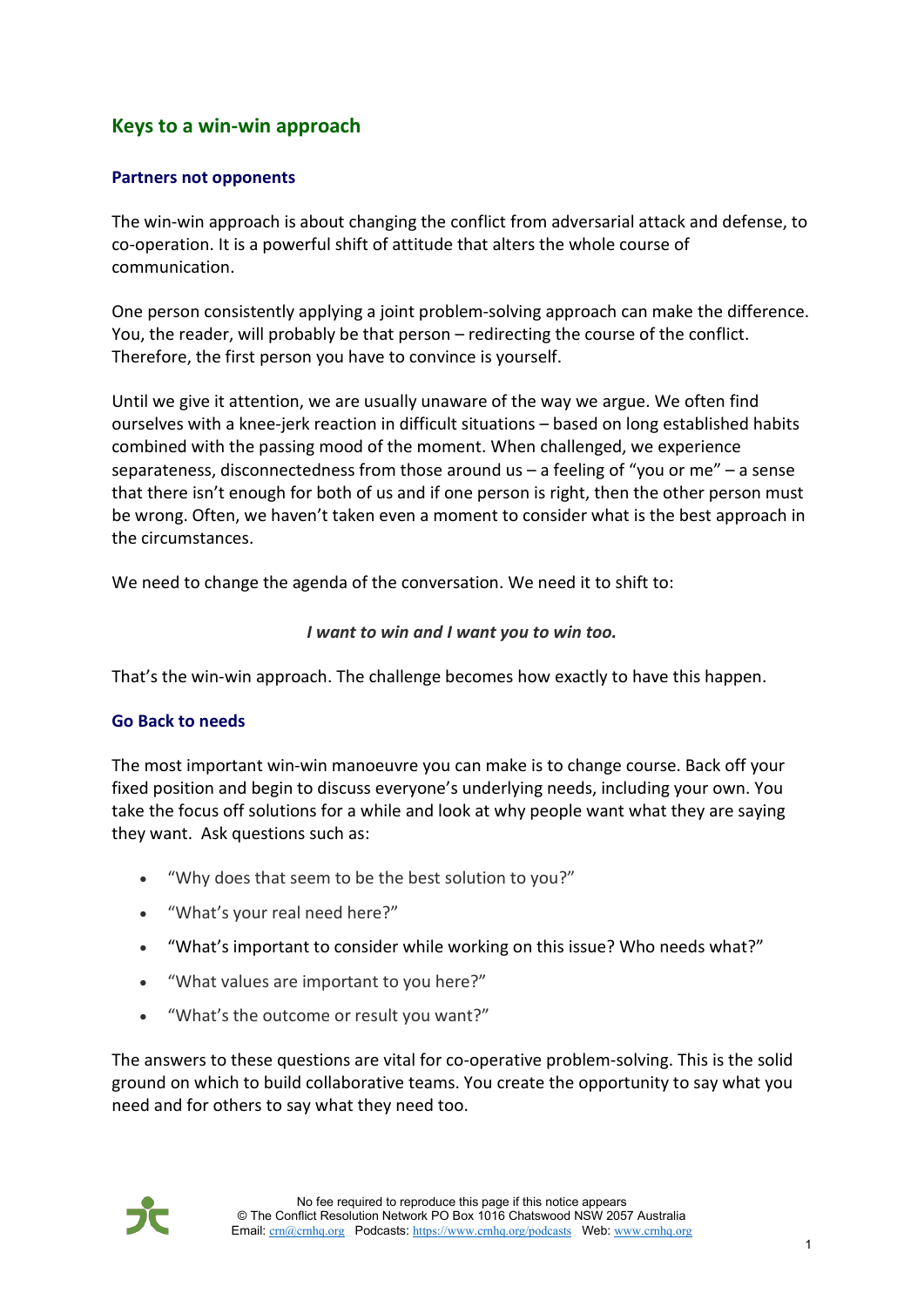## Keys to a win-win approach

### Partners not opponents

The win-win approach is about changing the conflict from adversarial attack and defense, to co-operation. It is a powerful shift of attitude that alters the whole course of communication.

One person consistently applying a joint problem-solving approach can make the difference. You, the reader, will probably be that person – redirecting the course of the conflict. Therefore, the first person you have to convince is yourself.

Until we give it attention, we are usually unaware of the way we argue. We often find ourselves with a knee-jerk reaction in difficult situations – based on long established habits combined with the passing mood of the moment. When challenged, we experience separateness, disconnectedness from those around us – a feeling of "you or me" – a sense that there isn't enough for both of us and if one person is right, then the other person must be wrong. Often, we haven't taken even a moment to consider what is the best approach in the circumstances.

We need to change the agenda of the conversation. We need it to shift to:

***I want to win and I want you to win too.***

That's the win-win approach. The challenge becomes how exactly to have this happen.

### Go Back to needs

The most important win-win manoeuvre you can make is to change course. Back off your fixed position and begin to discuss everyone's underlying needs, including your own. You take the focus off solutions for a while and look at why people want what they are saying they want. Ask questions such as:

- "Why does that seem to be the best solution to you?"
- "What's your real need here?"
- "What's important to consider while working on this issue? Who needs what?"
- "What values are important to you here?"
- "What's the outcome or result you want?"

The answers to these questions are vital for co-operative problem-solving. This is the solid ground on which to build collaborative teams. You create the opportunity to say what you need and for others to say what they need too.

No fee required to reproduce this page if this notice appears
© The Conflict Resolution Network PO Box 1016 Chatswood NSW 2057 Australia
Email: crn@crnhq.org Podcasts: https://www.crnhq.org/podcasts Web: www.crnhq.org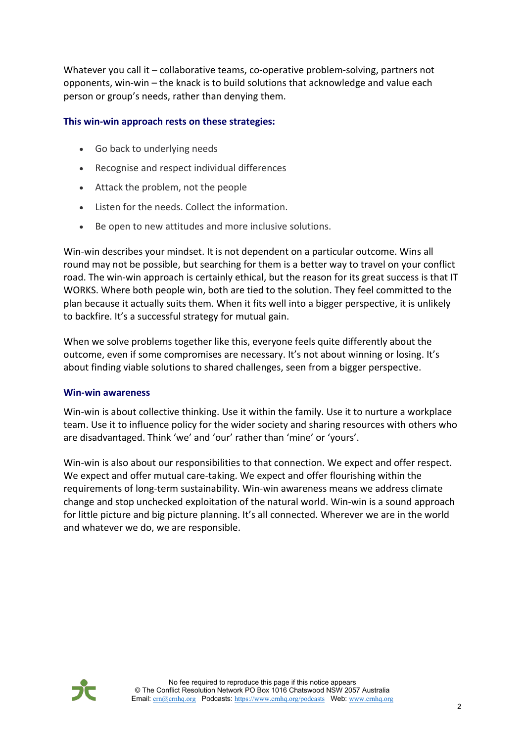Whatever you call it – collaborative teams, co-operative problem-solving, partners not opponents, win-win – the knack is to build solutions that acknowledge and value each person or group's needs, rather than denying them.

### This win-win approach rests on these strategies:

- Go back to underlying needs
- Recognise and respect individual differences
- Attack the problem, not the people
- Listen for the needs. Collect the information.
- Be open to new attitudes and more inclusive solutions.

Win-win describes your mindset. It is not dependent on a particular outcome. Wins all round may not be possible, but searching for them is a better way to travel on your conflict road. The win-win approach is certainly ethical, but the reason for its great success is that IT WORKS. Where both people win, both are tied to the solution. They feel committed to the plan because it actually suits them. When it fits well into a bigger perspective, it is unlikely to backfire. It's a successful strategy for mutual gain.

When we solve problems together like this, everyone feels quite differently about the outcome, even if some compromises are necessary. It's not about winning or losing. It's about finding viable solutions to shared challenges, seen from a bigger perspective.

### Win-win awareness

Win-win is about collective thinking. Use it within the family. Use it to nurture a workplace team. Use it to influence policy for the wider society and sharing resources with others who are disadvantaged. Think 'we' and 'our' rather than 'mine' or 'yours'.

Win-win is also about our responsibilities to that connection. We expect and offer respect. We expect and offer mutual care-taking. We expect and offer flourishing within the requirements of long-term sustainability. Win-win awareness means we address climate change and stop unchecked exploitation of the natural world. Win-win is a sound approach for little picture and big picture planning. It's all connected. Wherever we are in the world and whatever we do, we are responsible.

No fee required to reproduce this page if this notice appears
© The Conflict Resolution Network PO Box 1016 Chatswood NSW 2057 Australia
Email: crn@crnhq.org Podcasts: https://www.crnhq.org/podcasts Web: www.crnhq.org